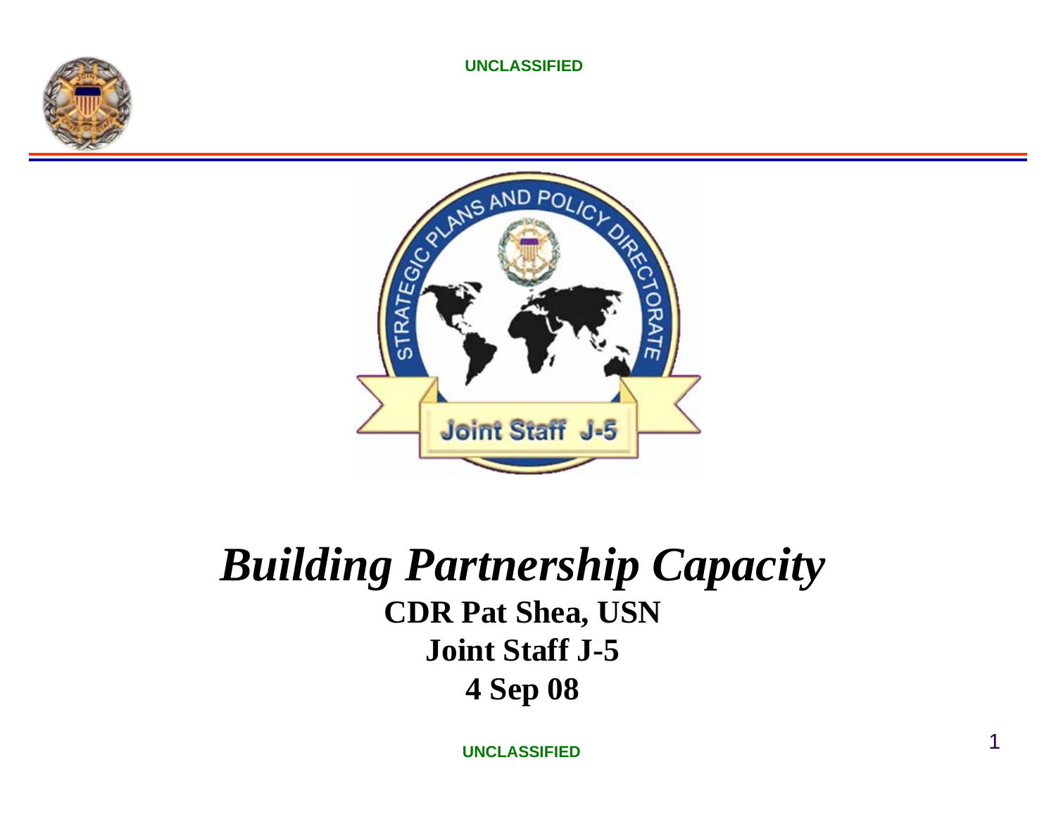# *Building Partnership Capacity*

**CDR Pat Shea, USN**

**Joint Staff J-5**

**4 Sep 08**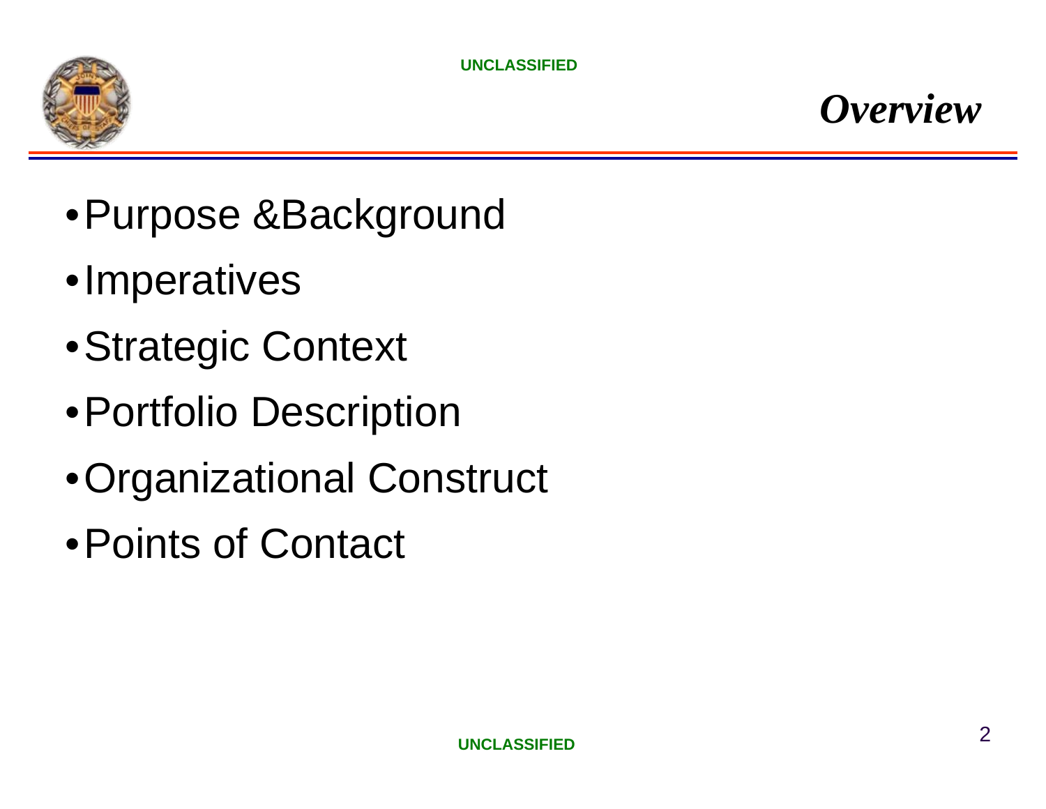# *Overview*

- Purpose &Background
- Imperatives
- Strategic Context
- Portfolio Description
- Organizational Construct
- Points of Contact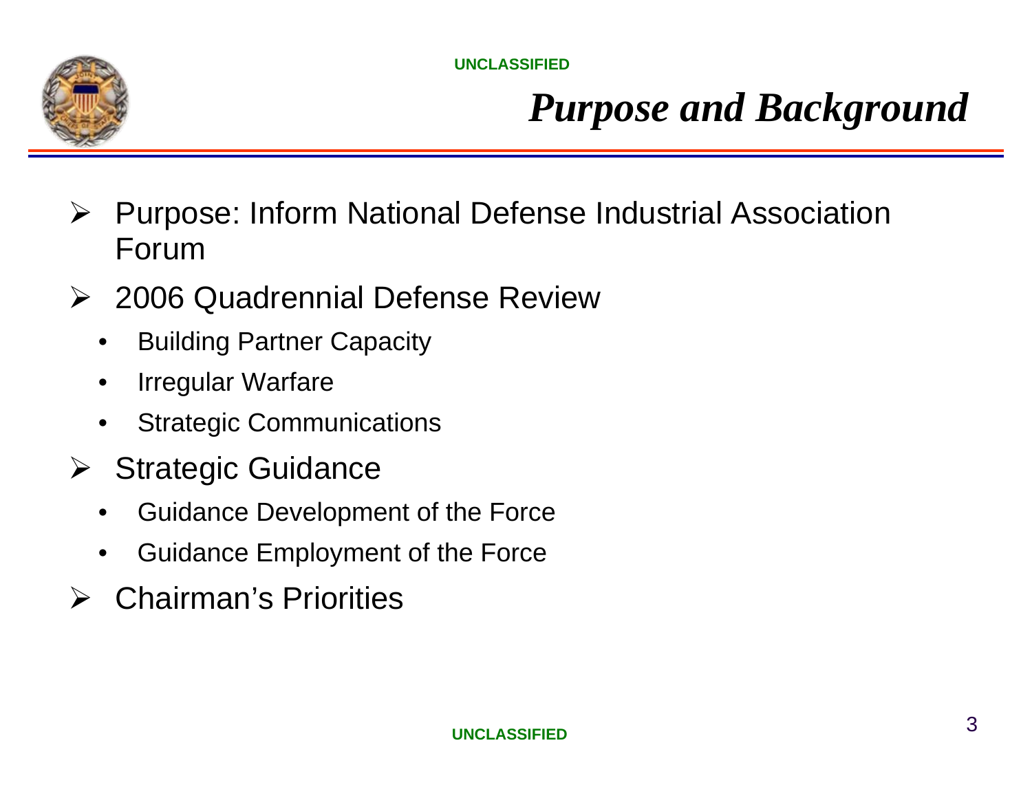# *Purpose and Background*

- Purpose: Inform National Defense Industrial Association Forum
- 2006 Quadrennial Defense Review
  - Building Partner Capacity
  - Irregular Warfare
  - Strategic Communications
- Strategic Guidance
  - Guidance Development of the Force
  - Guidance Employment of the Force
- Chairman's Priorities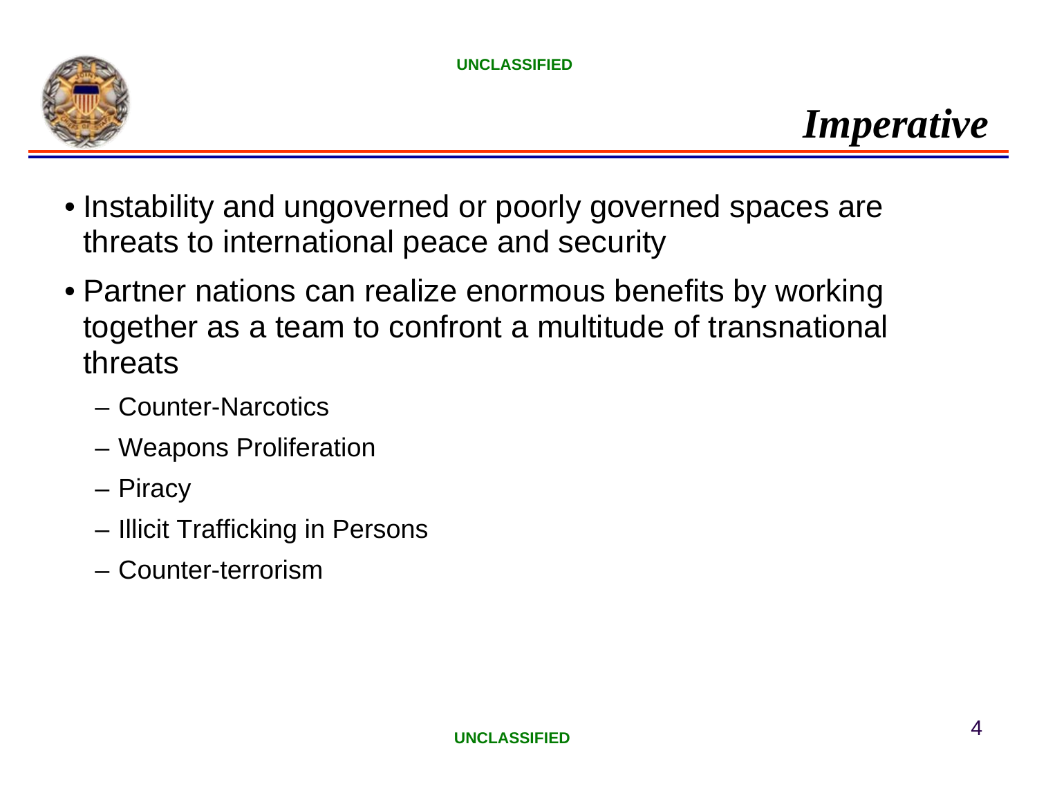# *Imperative*

- Instability and ungoverned or poorly governed spaces are threats to international peace and security
- Partner nations can realize enormous benefits by working together as a team to confront a multitude of transnational threats
  - Counter-Narcotics
  - Weapons Proliferation
  - Piracy
  - Illicit Trafficking in Persons
  - Counter-terrorism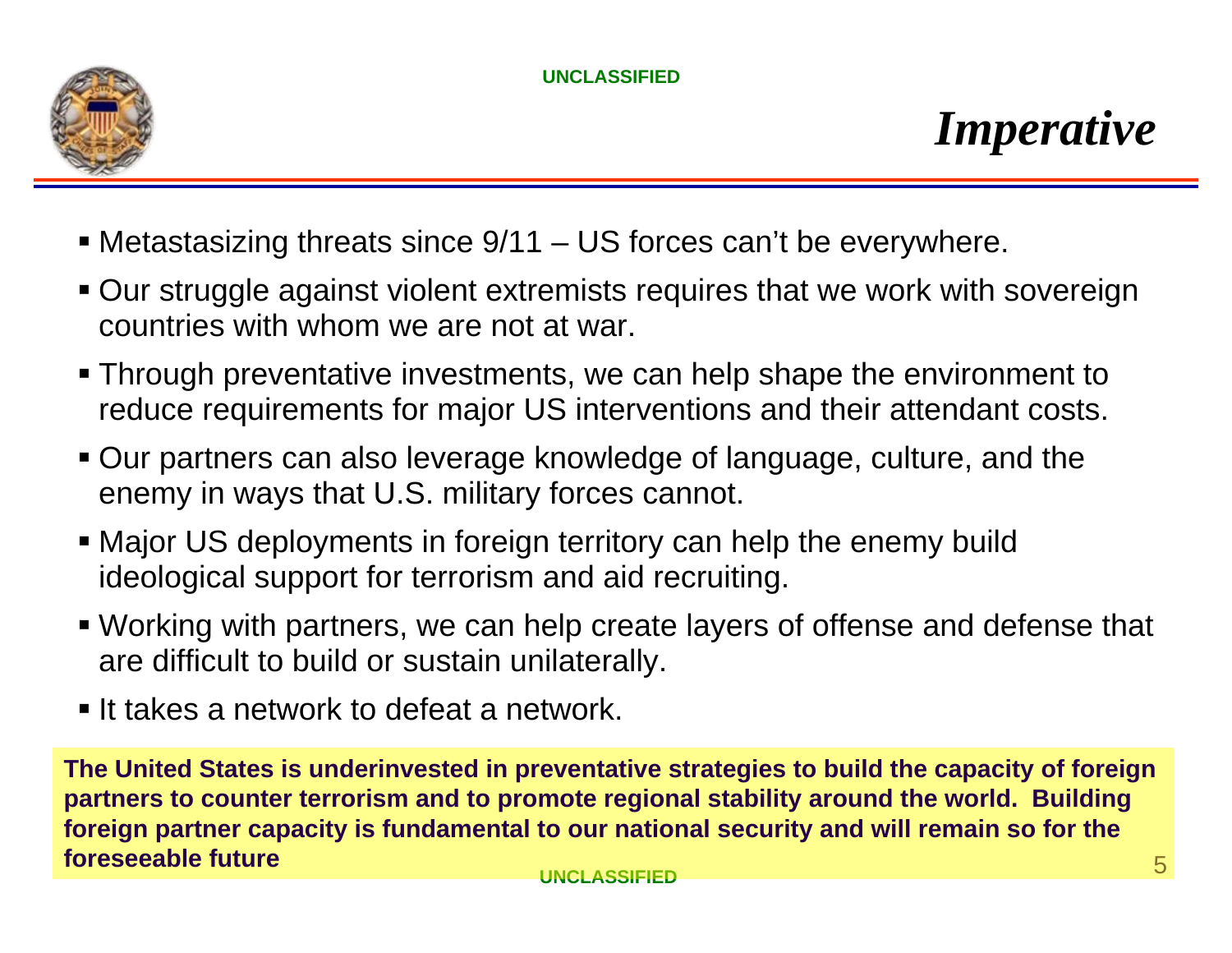# *Imperative*

- Metastasizing threats since 9/11 – US forces can't be everywhere.
- Our struggle against violent extremists requires that we work with sovereign countries with whom we are not at war.
- Through preventative investments, we can help shape the environment to reduce requirements for major US interventions and their attendant costs.
- Our partners can also leverage knowledge of language, culture, and the enemy in ways that U.S. military forces cannot.
- Major US deployments in foreign territory can help the enemy build ideological support for terrorism and aid recruiting.
- Working with partners, we can help create layers of offense and defense that are difficult to build or sustain unilaterally.
- It takes a network to defeat a network.

**The United States is underinvested in preventative strategies to build the capacity of foreign partners to counter terrorism and to promote regional stability around the world. Building foreign partner capacity is fundamental to our national security and will remain so for the foreseeable future**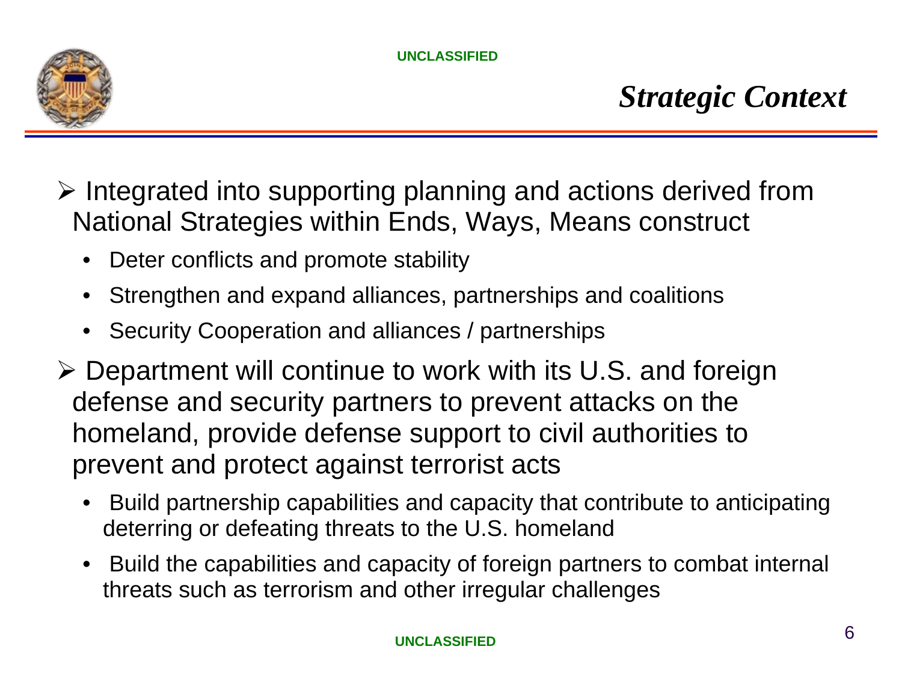# *Strategic Context*

- Integrated into supporting planning and actions derived from National Strategies within Ends, Ways, Means construct
  - Deter conflicts and promote stability
  - Strengthen and expand alliances, partnerships and coalitions
  - Security Cooperation and alliances / partnerships
- Department will continue to work with its U.S. and foreign defense and security partners to prevent attacks on the homeland, provide defense support to civil authorities to prevent and protect against terrorist acts
  - Build partnership capabilities and capacity that contribute to anticipating deterring or defeating threats to the U.S. homeland
  - Build the capabilities and capacity of foreign partners to combat internal threats such as terrorism and other irregular challenges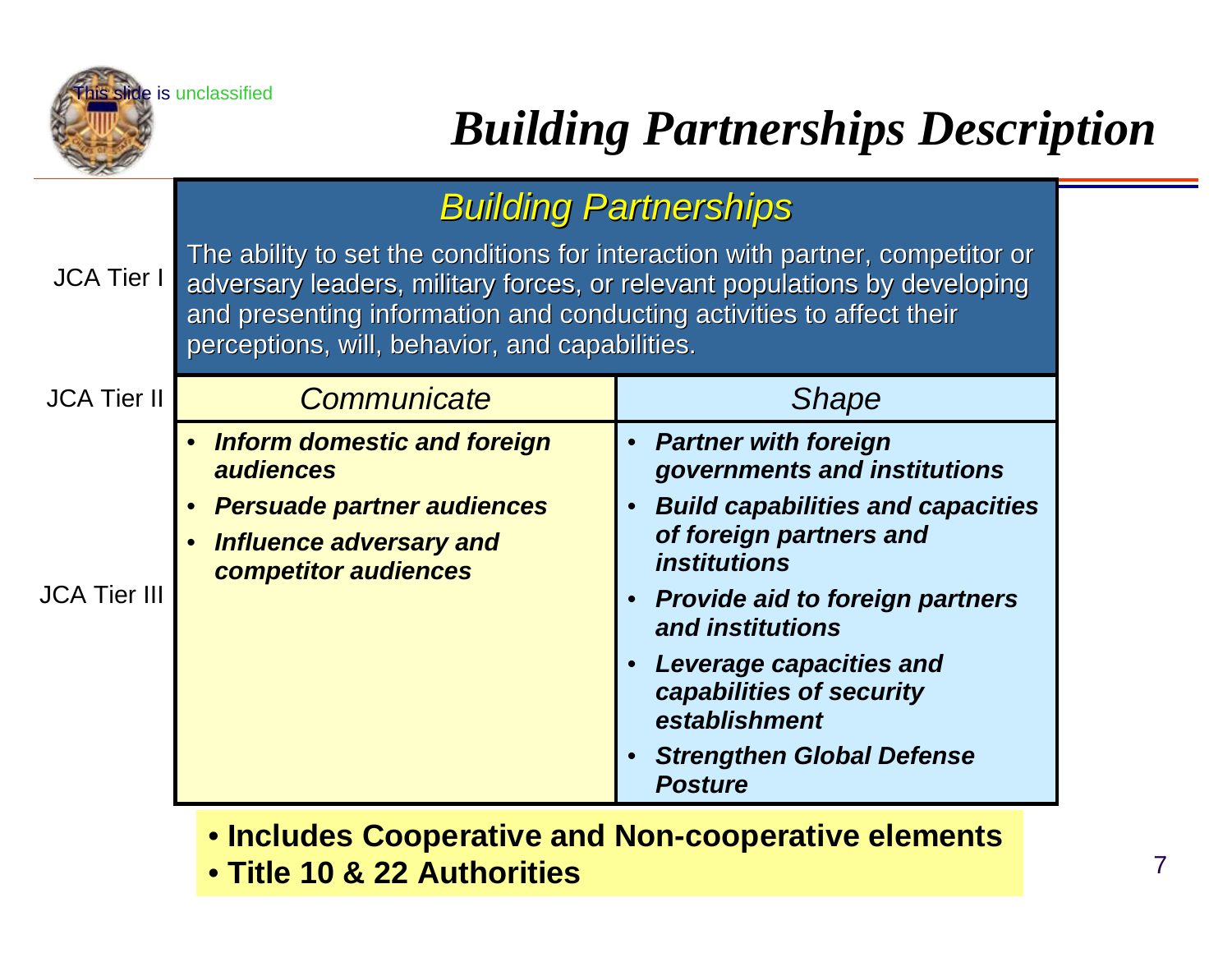This slide is unclassified

# *Building Partnerships Description*

| | Building Partnerships | |
|---|---|---|
| JCA Tier I | The ability to set the conditions for interaction with partner, competitor or adversary leaders, military forces, or relevant populations by developing and presenting information and conducting activities to affect their perceptions, will, behavior, and capabilities. | |
| JCA Tier II | *Communicate* | *Shape* |
| JCA Tier III | • ***Inform domestic and foreign audiences***<br>• ***Persuade partner audiences***<br>• ***Influence adversary and competitor audiences*** | • ***Partner with foreign governments and institutions***<br>• ***Build capabilities and capacities of foreign partners and institutions***<br>• ***Provide aid to foreign partners and institutions***<br>• ***Leverage capacities and capabilities of security establishment***<br>• ***Strengthen Global Defense Posture*** |

- **Includes Cooperative and Non-cooperative elements**
- **Title 10 & 22 Authorities**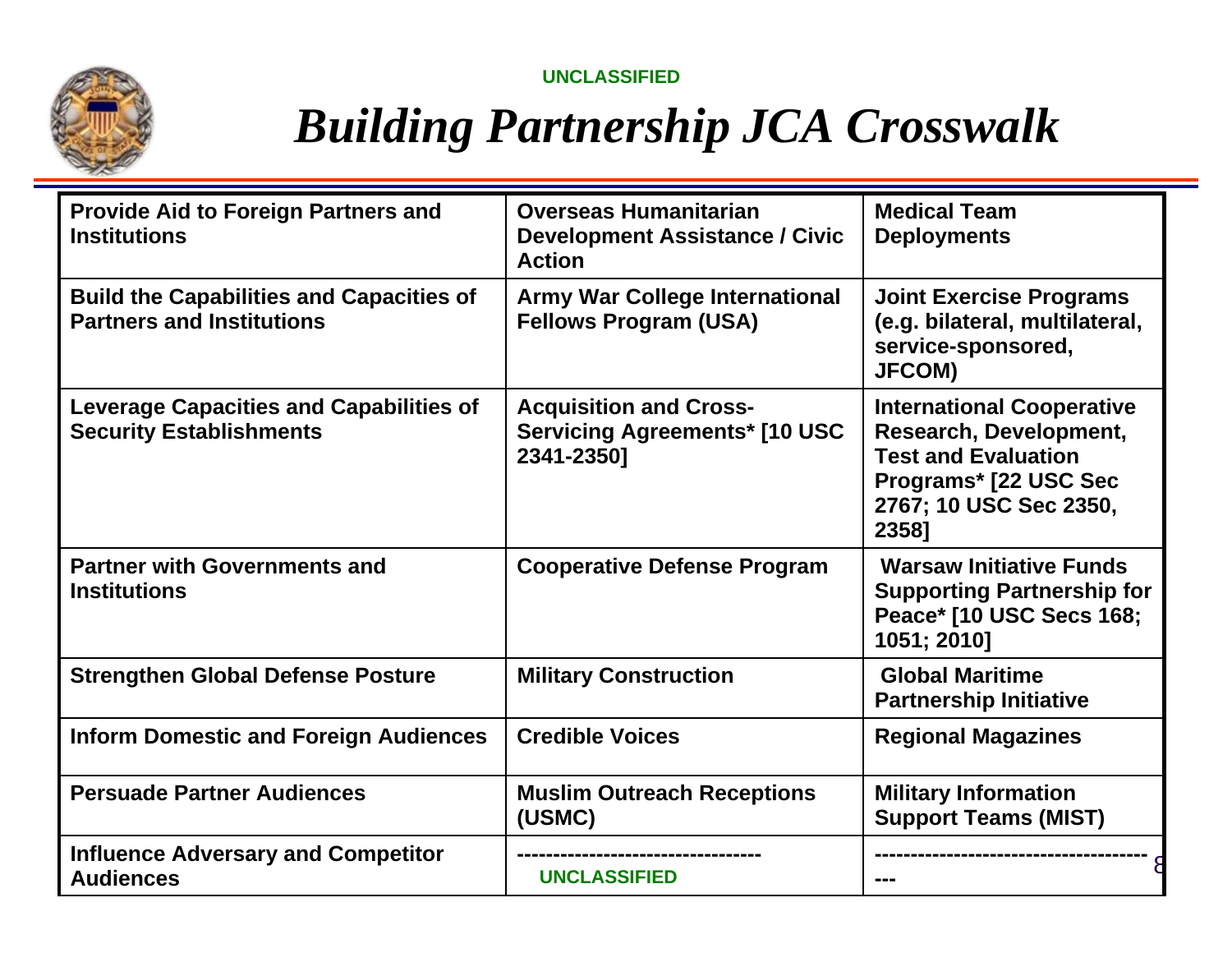# *Building Partnership JCA Crosswalk*

| | | |
|---|---|---|
| **Provide Aid to Foreign Partners and Institutions** | **Overseas Humanitarian Development Assistance / Civic Action** | **Medical Team Deployments** |
| **Build the Capabilities and Capacities of Partners and Institutions** | **Army War College International Fellows Program (USA)** | **Joint Exercise Programs (e.g. bilateral, multilateral, service-sponsored, JFCOM)** |
| **Leverage Capacities and Capabilities of Security Establishments** | **Acquisition and Cross-Servicing Agreements* [10 USC 2341-2350]** | **International Cooperative Research, Development, Test and Evaluation Programs* [22 USC Sec 2767; 10 USC Sec 2350, 2358]** |
| **Partner with Governments and Institutions** | **Cooperative Defense Program** | **Warsaw Initiative Funds Supporting Partnership for Peace* [10 USC Secs 168; 1051; 2010]** |
| **Strengthen Global Defense Posture** | **Military Construction** | **Global Maritime Partnership Initiative** |
| **Inform Domestic and Foreign Audiences** | **Credible Voices** | **Regional Magazines** |
| **Persuade Partner Audiences** | **Muslim Outreach Receptions (USMC)** | **Military Information Support Teams (MIST)** |
| **Influence Adversary and Competitor Audiences** | --------------------------------- | ------------------------------------- --- |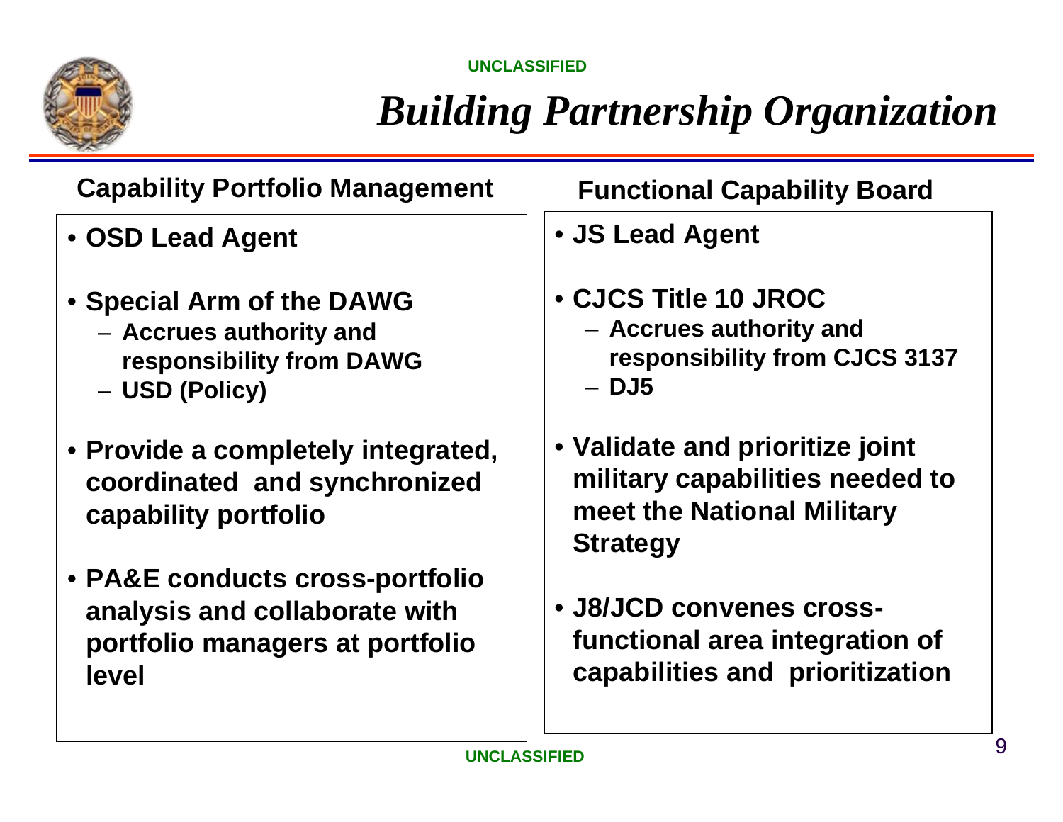# *Building Partnership Organization*

## Capability Portfolio Management

- **OSD Lead Agent**
- **Special Arm of the DAWG**
  - **Accrues authority and responsibility from DAWG**
  - **USD (Policy)**
- **Provide a completely integrated, coordinated and synchronized capability portfolio**
- **PA&E conducts cross-portfolio analysis and collaborate with portfolio managers at portfolio level**

## Functional Capability Board

- **JS Lead Agent**
- **CJCS Title 10 JROC**
  - **Accrues authority and responsibility from CJCS 3137**
  - **DJ5**
- **Validate and prioritize joint military capabilities needed to meet the National Military Strategy**
- **J8/JCD convenes cross-functional area integration of capabilities and prioritization**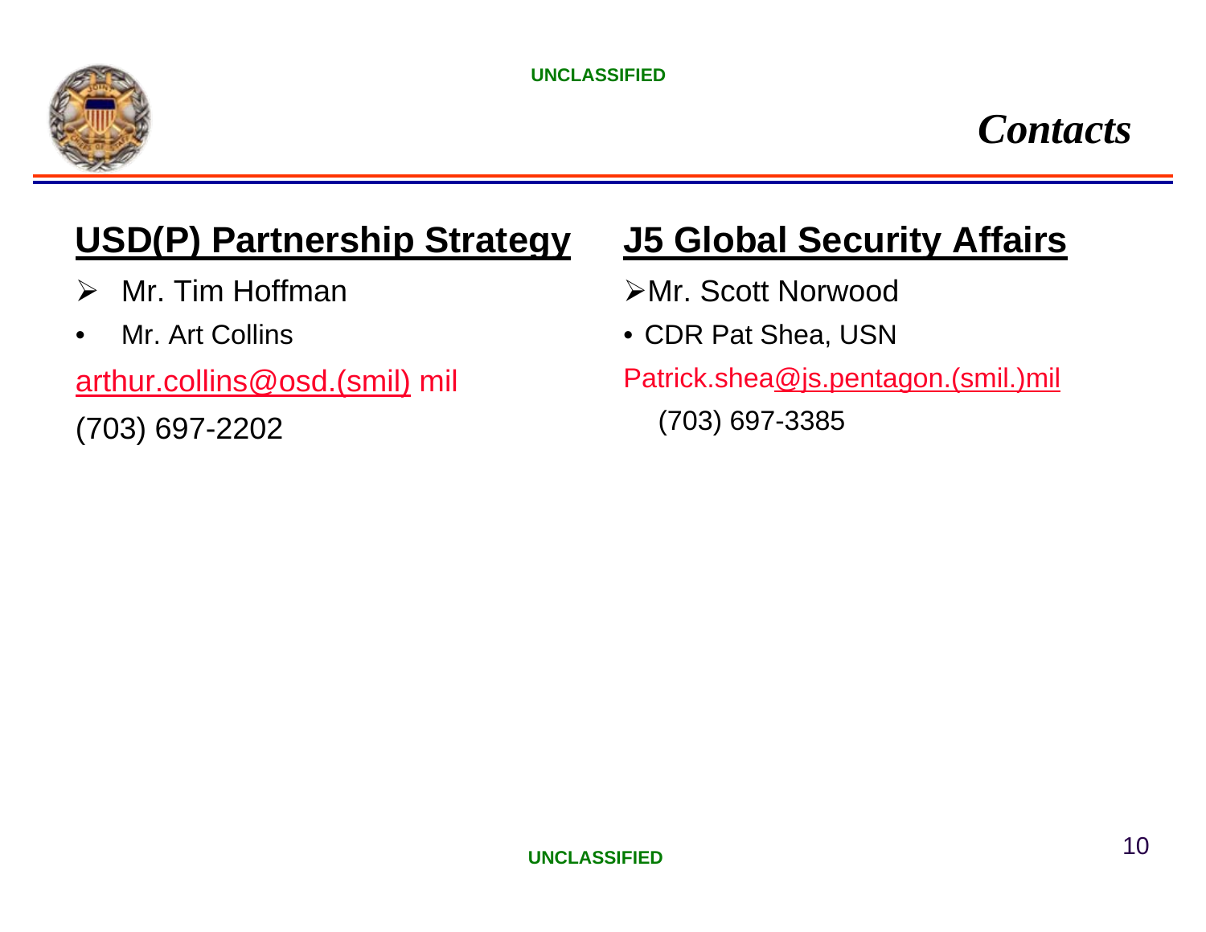UNCLASSIFIED

# *Contacts*

## USD(P) Partnership Strategy

- Mr. Tim Hoffman
- Mr. Art Collins

arthur.collins@osd.(smil) mil

(703) 697-2202

## J5 Global Security Affairs

- Mr. Scott Norwood
- CDR Pat Shea, USN

Patrick.shea@js.pentagon.(smil.)mil

(703) 697-3385

UNCLASSIFIED